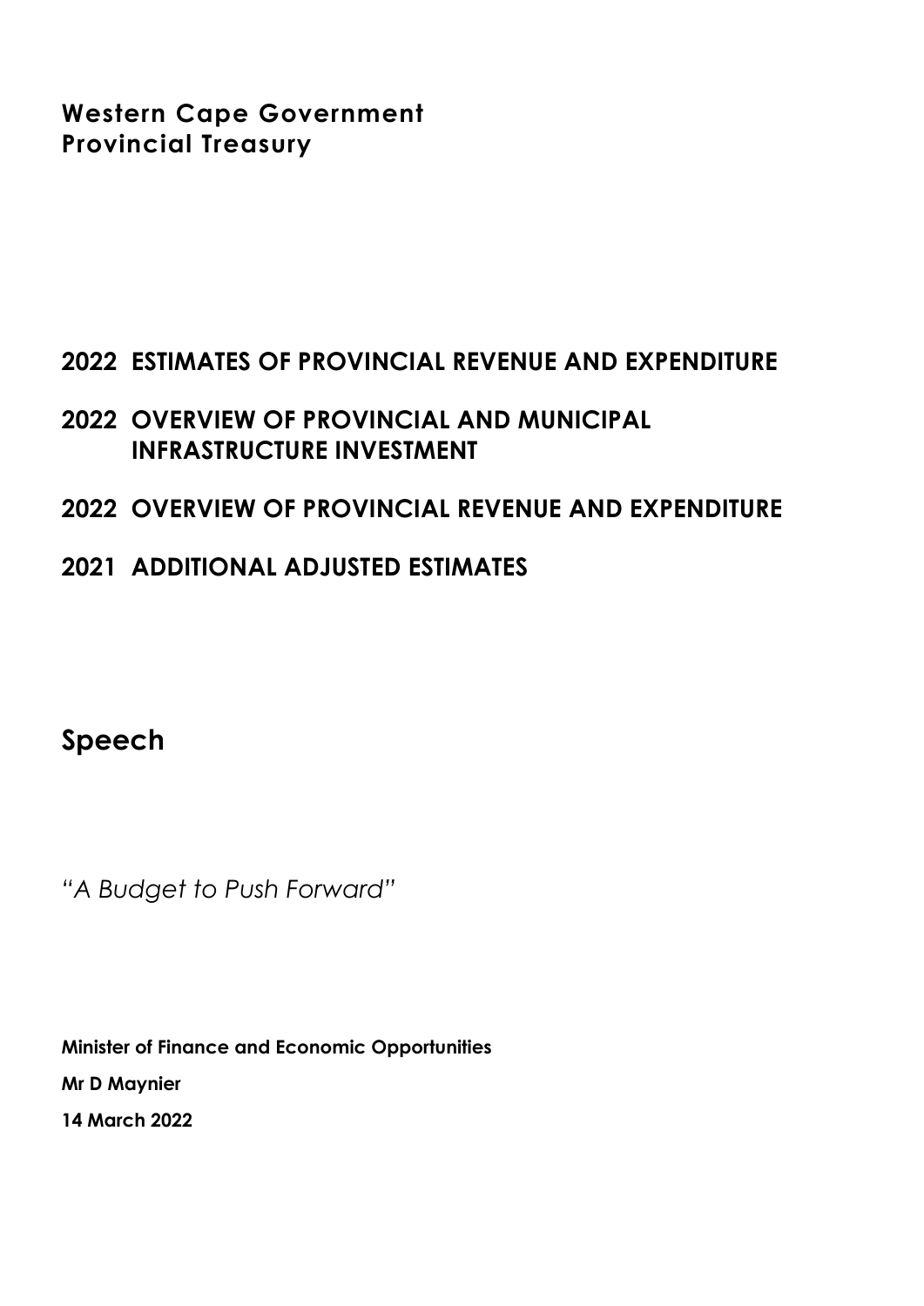**Western Cape Government**
**Provincial Treasury**

# 2022 ESTIMATES OF PROVINCIAL REVENUE AND EXPENDITURE

# 2022 OVERVIEW OF PROVINCIAL AND MUNICIPAL INFRASTRUCTURE INVESTMENT

# 2022 OVERVIEW OF PROVINCIAL REVENUE AND EXPENDITURE

# 2021 ADDITIONAL ADJUSTED ESTIMATES

## Speech

*"A Budget to Push Forward"*

**Minister of Finance and Economic Opportunities**

**Mr D Maynier**

**14 March 2022**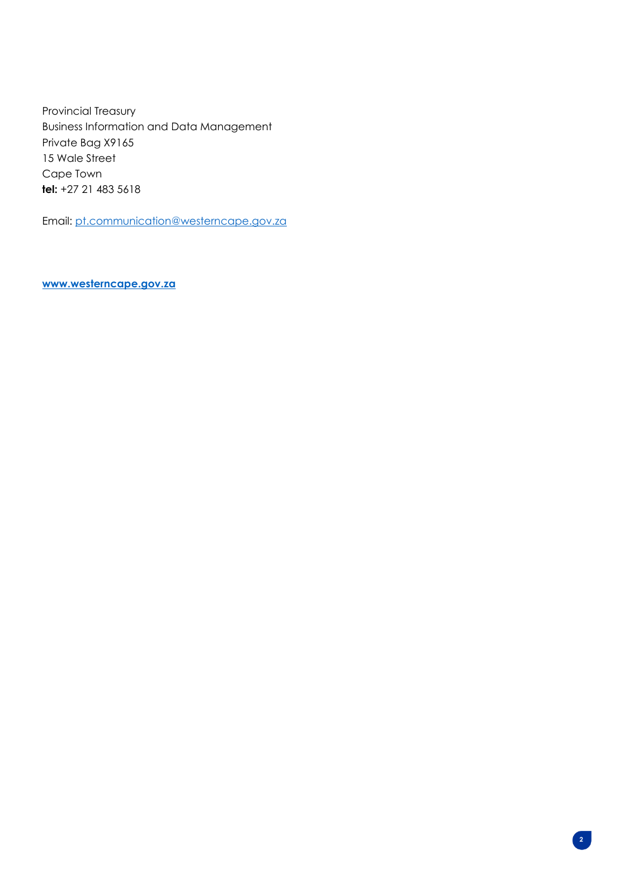Provincial Treasury
Business Information and Data Management
Private Bag X9165
15 Wale Street
Cape Town
**tel:** +27 21 483 5618

Email: [pt.communication@westerncape.gov.za](mailto:pt.communication@westerncape.gov.za)

**[www.westerncape.gov.za](http://www.westerncape.gov.za)**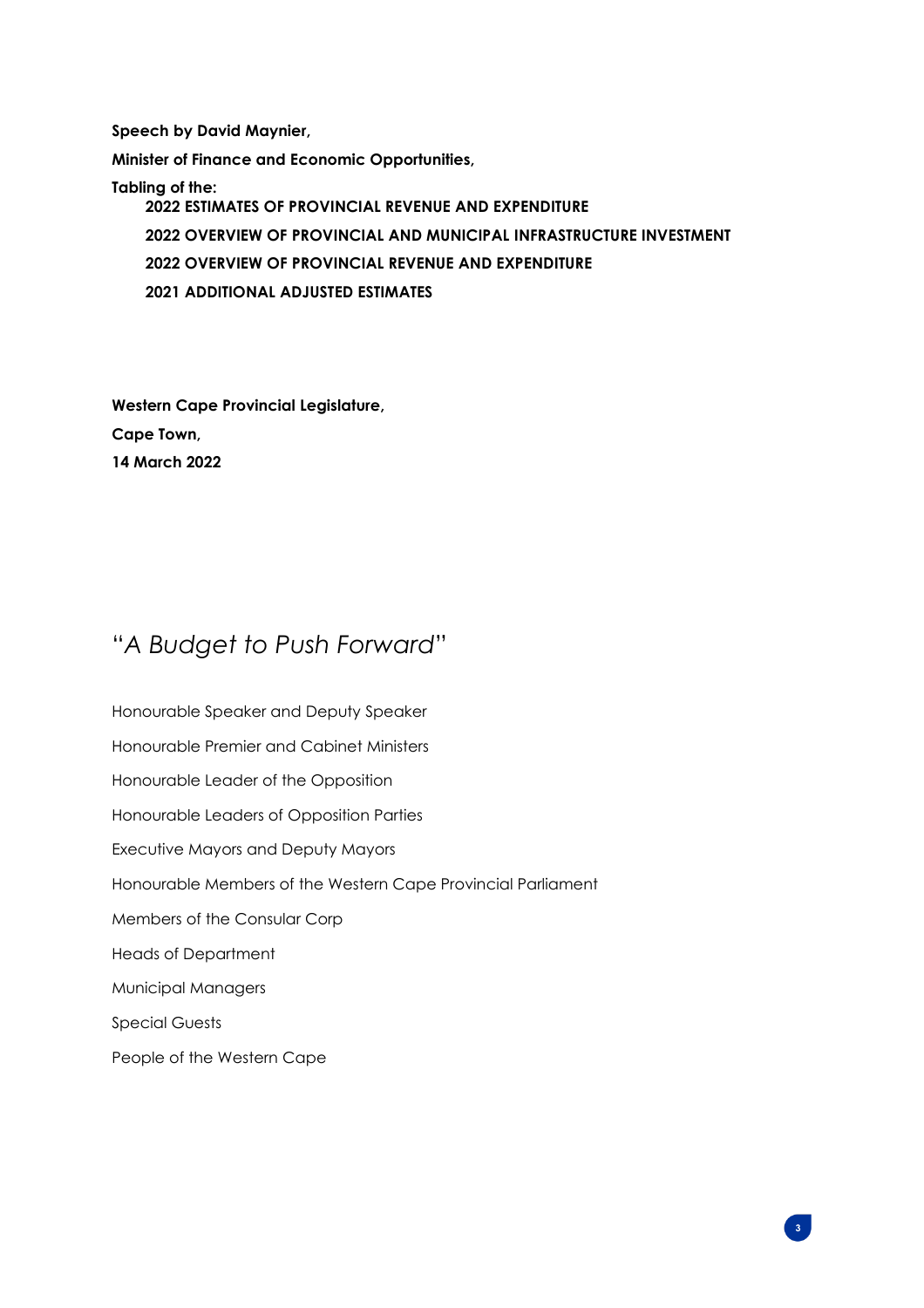**Speech by David Maynier,**

**Minister of Finance and Economic Opportunities,**

**Tabling of the:**

**2022 ESTIMATES OF PROVINCIAL REVENUE AND EXPENDITURE**

**2022 OVERVIEW OF PROVINCIAL AND MUNICIPAL INFRASTRUCTURE INVESTMENT**

**2022 OVERVIEW OF PROVINCIAL REVENUE AND EXPENDITURE**

**2021 ADDITIONAL ADJUSTED ESTIMATES**

**Western Cape Provincial Legislature,**

**Cape Town,**

**14 March 2022**

# "*A Budget to Push Forward*"

Honourable Speaker and Deputy Speaker

Honourable Premier and Cabinet Ministers

Honourable Leader of the Opposition

Honourable Leaders of Opposition Parties

Executive Mayors and Deputy Mayors

Honourable Members of the Western Cape Provincial Parliament

Members of the Consular Corp

Heads of Department

Municipal Managers

Special Guests

People of the Western Cape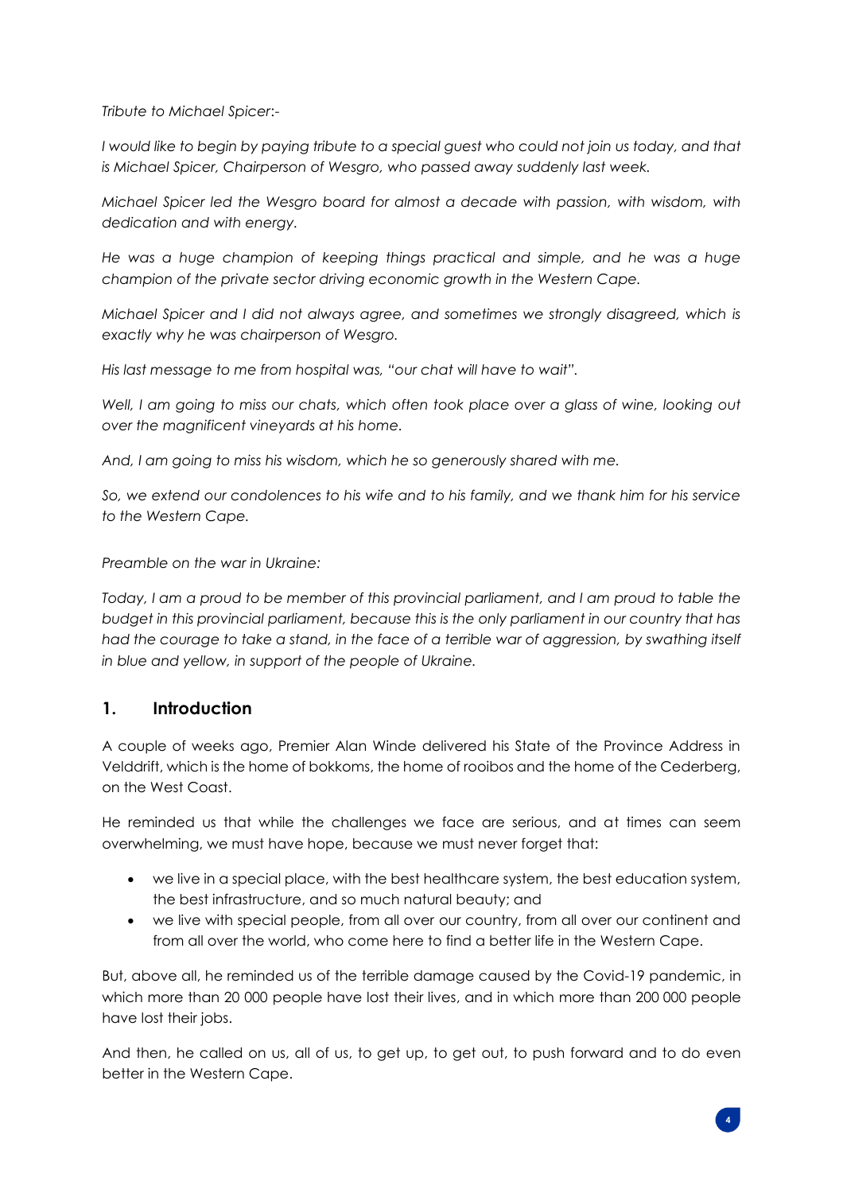*Tribute to Michael Spicer:-*

*I would like to begin by paying tribute to a special guest who could not join us today, and that is Michael Spicer, Chairperson of Wesgro, who passed away suddenly last week.*

*Michael Spicer led the Wesgro board for almost a decade with passion, with wisdom, with dedication and with energy.*

*He was a huge champion of keeping things practical and simple, and he was a huge champion of the private sector driving economic growth in the Western Cape.*

*Michael Spicer and I did not always agree, and sometimes we strongly disagreed, which is exactly why he was chairperson of Wesgro.*

*His last message to me from hospital was, "our chat will have to wait".*

*Well, I am going to miss our chats, which often took place over a glass of wine, looking out over the magnificent vineyards at his home.*

*And, I am going to miss his wisdom, which he so generously shared with me.*

*So, we extend our condolences to his wife and to his family, and we thank him for his service to the Western Cape.*

*Preamble on the war in Ukraine:*

*Today, I am a proud to be member of this provincial parliament, and I am proud to table the budget in this provincial parliament, because this is the only parliament in our country that has had the courage to take a stand, in the face of a terrible war of aggression, by swathing itself in blue and yellow, in support of the people of Ukraine.*

## 1. Introduction

A couple of weeks ago, Premier Alan Winde delivered his State of the Province Address in Velddrift, which is the home of bokkoms, the home of rooibos and the home of the Cederberg, on the West Coast.

He reminded us that while the challenges we face are serious, and at times can seem overwhelming, we must have hope, because we must never forget that:

- we live in a special place, with the best healthcare system, the best education system, the best infrastructure, and so much natural beauty; and
- we live with special people, from all over our country, from all over our continent and from all over the world, who come here to find a better life in the Western Cape.

But, above all, he reminded us of the terrible damage caused by the Covid-19 pandemic, in which more than 20 000 people have lost their lives, and in which more than 200 000 people have lost their jobs.

And then, he called on us, all of us, to get up, to get out, to push forward and to do even better in the Western Cape.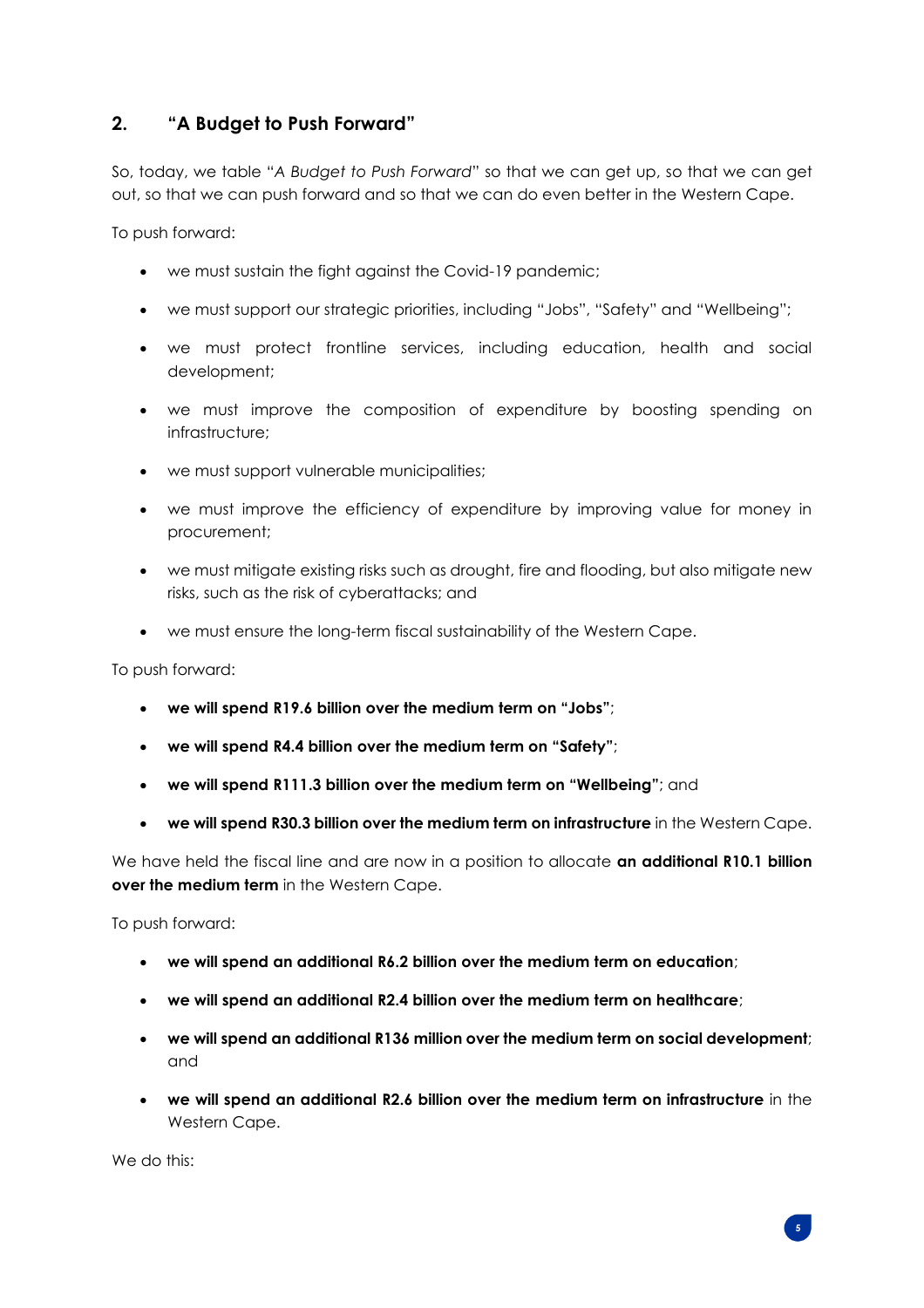## 2. "A Budget to Push Forward"

So, today, we table "*A Budget to Push Forward*" so that we can get up, so that we can get out, so that we can push forward and so that we can do even better in the Western Cape.

To push forward:

- we must sustain the fight against the Covid-19 pandemic;
- we must support our strategic priorities, including "Jobs", "Safety" and "Wellbeing";
- we must protect frontline services, including education, health and social development;
- we must improve the composition of expenditure by boosting spending on infrastructure;
- we must support vulnerable municipalities;
- we must improve the efficiency of expenditure by improving value for money in procurement;
- we must mitigate existing risks such as drought, fire and flooding, but also mitigate new risks, such as the risk of cyberattacks; and
- we must ensure the long-term fiscal sustainability of the Western Cape.

To push forward:

- **we will spend R19.6 billion over the medium term on "Jobs"**;
- **we will spend R4.4 billion over the medium term on "Safety"**;
- **we will spend R111.3 billion over the medium term on "Wellbeing"**; and
- **we will spend R30.3 billion over the medium term on infrastructure** in the Western Cape.

We have held the fiscal line and are now in a position to allocate **an additional R10.1 billion over the medium term** in the Western Cape.

To push forward:

- **we will spend an additional R6.2 billion over the medium term on education**;
- **we will spend an additional R2.4 billion over the medium term on healthcare**;
- **we will spend an additional R136 million over the medium term on social development**; and
- **we will spend an additional R2.6 billion over the medium term on infrastructure** in the Western Cape.

We do this: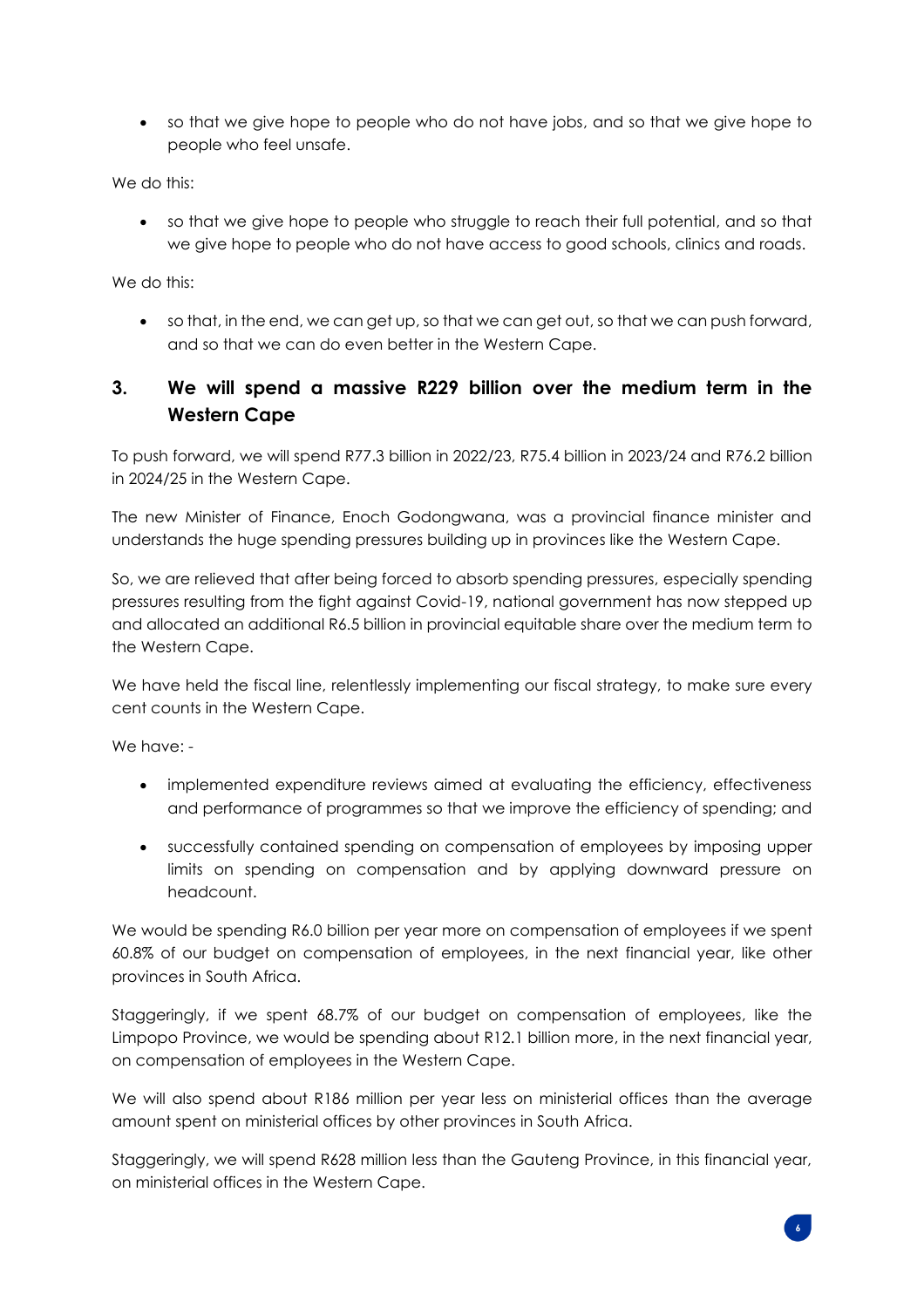- so that we give hope to people who do not have jobs, and so that we give hope to people who feel unsafe.

We do this:

- so that we give hope to people who struggle to reach their full potential, and so that we give hope to people who do not have access to good schools, clinics and roads.

We do this:

- so that, in the end, we can get up, so that we can get out, so that we can push forward, and so that we can do even better in the Western Cape.

## 3. We will spend a massive R229 billion over the medium term in the Western Cape

To push forward, we will spend R77.3 billion in 2022/23, R75.4 billion in 2023/24 and R76.2 billion in 2024/25 in the Western Cape.

The new Minister of Finance, Enoch Godongwana, was a provincial finance minister and understands the huge spending pressures building up in provinces like the Western Cape.

So, we are relieved that after being forced to absorb spending pressures, especially spending pressures resulting from the fight against Covid-19, national government has now stepped up and allocated an additional R6.5 billion in provincial equitable share over the medium term to the Western Cape.

We have held the fiscal line, relentlessly implementing our fiscal strategy, to make sure every cent counts in the Western Cape.

We have: -

- implemented expenditure reviews aimed at evaluating the efficiency, effectiveness and performance of programmes so that we improve the efficiency of spending; and
- successfully contained spending on compensation of employees by imposing upper limits on spending on compensation and by applying downward pressure on headcount.

We would be spending R6.0 billion per year more on compensation of employees if we spent 60.8% of our budget on compensation of employees, in the next financial year, like other provinces in South Africa.

Staggeringly, if we spent 68.7% of our budget on compensation of employees, like the Limpopo Province, we would be spending about R12.1 billion more, in the next financial year, on compensation of employees in the Western Cape.

We will also spend about R186 million per year less on ministerial offices than the average amount spent on ministerial offices by other provinces in South Africa.

Staggeringly, we will spend R628 million less than the Gauteng Province, in this financial year, on ministerial offices in the Western Cape.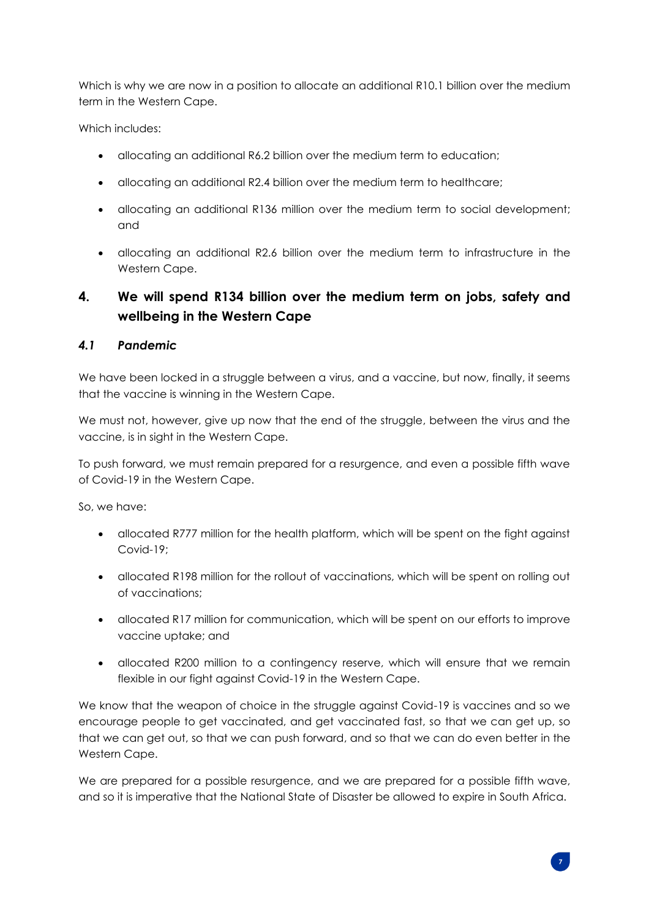Which is why we are now in a position to allocate an additional R10.1 billion over the medium term in the Western Cape.

Which includes:

- allocating an additional R6.2 billion over the medium term to education;
- allocating an additional R2.4 billion over the medium term to healthcare;
- allocating an additional R136 million over the medium term to social development; and
- allocating an additional R2.6 billion over the medium term to infrastructure in the Western Cape.

## 4. We will spend R134 billion over the medium term on jobs, safety and wellbeing in the Western Cape

### *4.1 Pandemic*

We have been locked in a struggle between a virus, and a vaccine, but now, finally, it seems that the vaccine is winning in the Western Cape.

We must not, however, give up now that the end of the struggle, between the virus and the vaccine, is in sight in the Western Cape.

To push forward, we must remain prepared for a resurgence, and even a possible fifth wave of Covid-19 in the Western Cape.

So, we have:

- allocated R777 million for the health platform, which will be spent on the fight against Covid-19;
- allocated R198 million for the rollout of vaccinations, which will be spent on rolling out of vaccinations;
- allocated R17 million for communication, which will be spent on our efforts to improve vaccine uptake; and
- allocated R200 million to a contingency reserve, which will ensure that we remain flexible in our fight against Covid-19 in the Western Cape.

We know that the weapon of choice in the struggle against Covid-19 is vaccines and so we encourage people to get vaccinated, and get vaccinated fast, so that we can get up, so that we can get out, so that we can push forward, and so that we can do even better in the Western Cape.

We are prepared for a possible resurgence, and we are prepared for a possible fifth wave, and so it is imperative that the National State of Disaster be allowed to expire in South Africa.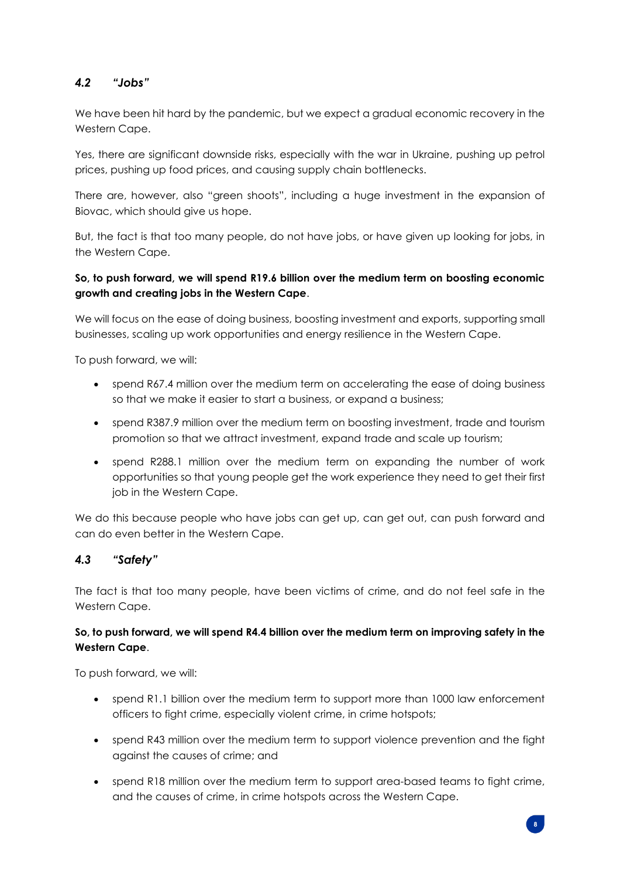### *4.2 "Jobs"*

We have been hit hard by the pandemic, but we expect a gradual economic recovery in the Western Cape.

Yes, there are significant downside risks, especially with the war in Ukraine, pushing up petrol prices, pushing up food prices, and causing supply chain bottlenecks.

There are, however, also "green shoots", including a huge investment in the expansion of Biovac, which should give us hope.

But, the fact is that too many people, do not have jobs, or have given up looking for jobs, in the Western Cape.

**So, to push forward, we will spend R19.6 billion over the medium term on boosting economic growth and creating jobs in the Western Cape**.

We will focus on the ease of doing business, boosting investment and exports, supporting small businesses, scaling up work opportunities and energy resilience in the Western Cape.

To push forward, we will:

- spend R67.4 million over the medium term on accelerating the ease of doing business so that we make it easier to start a business, or expand a business;
- spend R387.9 million over the medium term on boosting investment, trade and tourism promotion so that we attract investment, expand trade and scale up tourism;
- spend R288.1 million over the medium term on expanding the number of work opportunities so that young people get the work experience they need to get their first job in the Western Cape.

We do this because people who have jobs can get up, can get out, can push forward and can do even better in the Western Cape.

### *4.3 "Safety"*

The fact is that too many people, have been victims of crime, and do not feel safe in the Western Cape.

**So, to push forward, we will spend R4.4 billion over the medium term on improving safety in the Western Cape**.

To push forward, we will:

- spend R1.1 billion over the medium term to support more than 1000 law enforcement officers to fight crime, especially violent crime, in crime hotspots;
- spend R43 million over the medium term to support violence prevention and the fight against the causes of crime; and
- spend R18 million over the medium term to support area-based teams to fight crime, and the causes of crime, in crime hotspots across the Western Cape.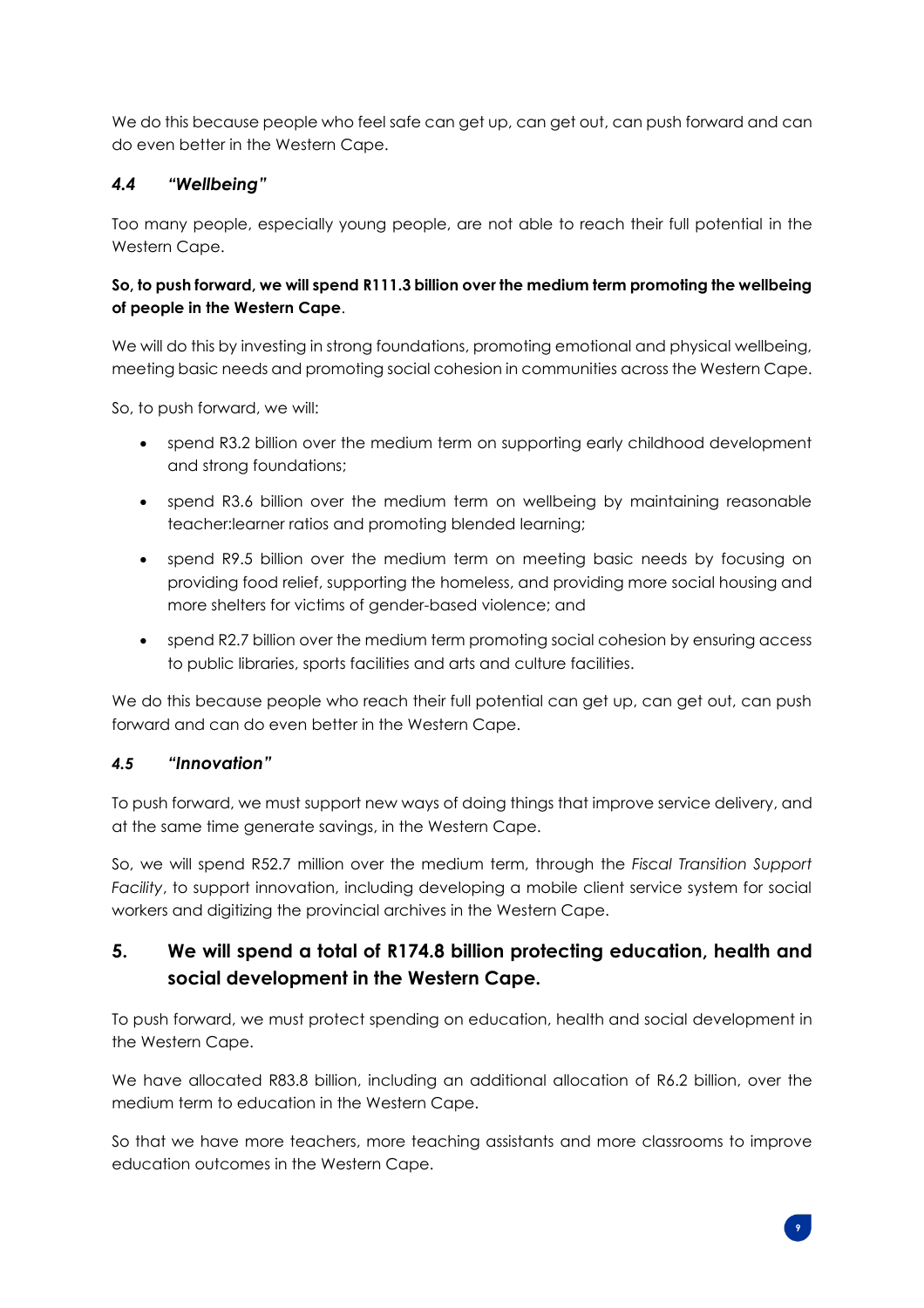We do this because people who feel safe can get up, can get out, can push forward and can do even better in the Western Cape.

### *4.4 "Wellbeing"*

Too many people, especially young people, are not able to reach their full potential in the Western Cape.

**So, to push forward, we will spend R111.3 billion over the medium term promoting the wellbeing of people in the Western Cape**.

We will do this by investing in strong foundations, promoting emotional and physical wellbeing, meeting basic needs and promoting social cohesion in communities across the Western Cape.

So, to push forward, we will:

- spend R3.2 billion over the medium term on supporting early childhood development and strong foundations;
- spend R3.6 billion over the medium term on wellbeing by maintaining reasonable teacher:learner ratios and promoting blended learning;
- spend R9.5 billion over the medium term on meeting basic needs by focusing on providing food relief, supporting the homeless, and providing more social housing and more shelters for victims of gender-based violence; and
- spend R2.7 billion over the medium term promoting social cohesion by ensuring access to public libraries, sports facilities and arts and culture facilities.

We do this because people who reach their full potential can get up, can get out, can push forward and can do even better in the Western Cape.

### *4.5 "Innovation"*

To push forward, we must support new ways of doing things that improve service delivery, and at the same time generate savings, in the Western Cape.

So, we will spend R52.7 million over the medium term, through the *Fiscal Transition Support Facility*, to support innovation, including developing a mobile client service system for social workers and digitizing the provincial archives in the Western Cape.

## 5. We will spend a total of R174.8 billion protecting education, health and social development in the Western Cape.

To push forward, we must protect spending on education, health and social development in the Western Cape.

We have allocated R83.8 billion, including an additional allocation of R6.2 billion, over the medium term to education in the Western Cape.

So that we have more teachers, more teaching assistants and more classrooms to improve education outcomes in the Western Cape.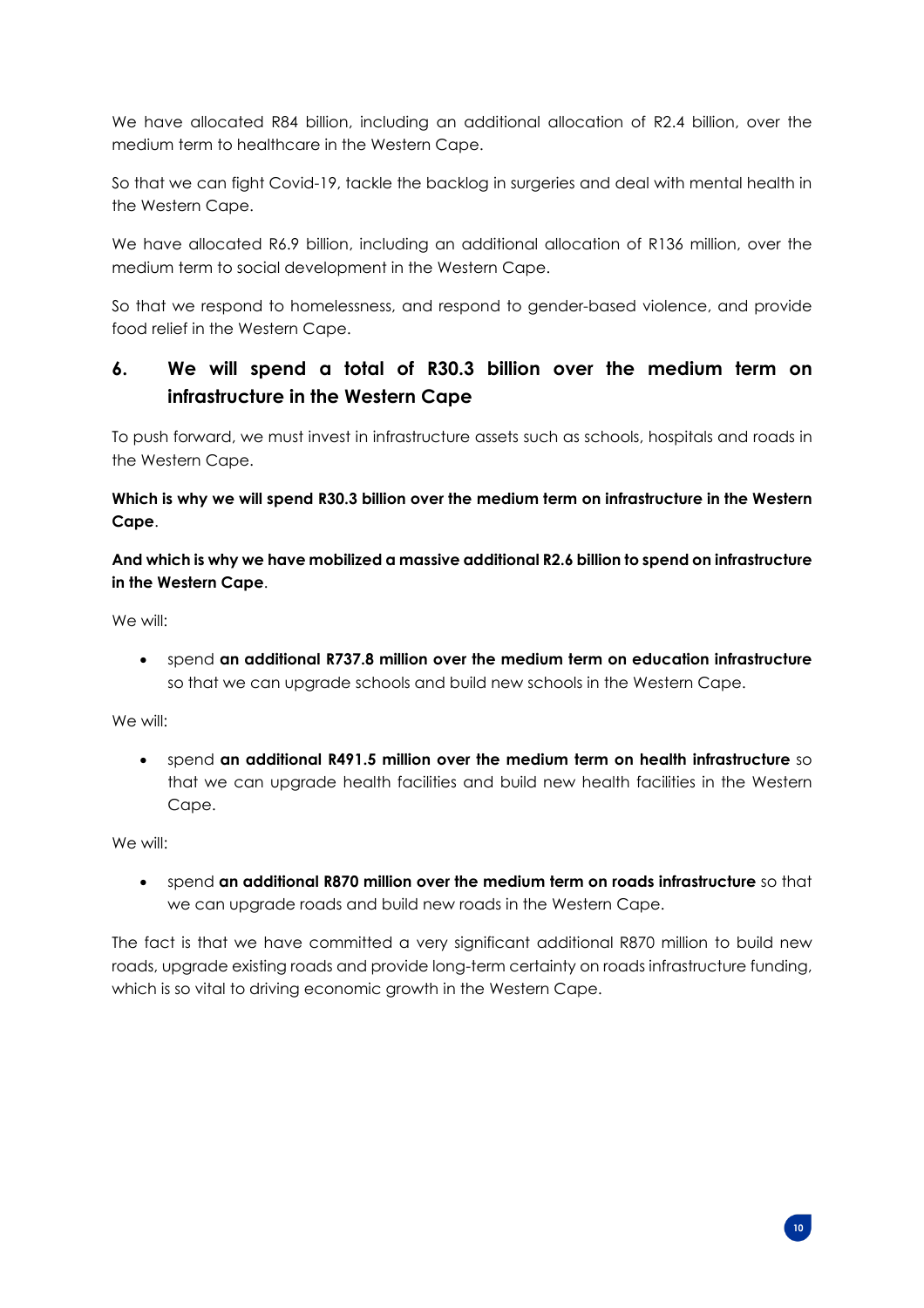We have allocated R84 billion, including an additional allocation of R2.4 billion, over the medium term to healthcare in the Western Cape.

So that we can fight Covid-19, tackle the backlog in surgeries and deal with mental health in the Western Cape.

We have allocated R6.9 billion, including an additional allocation of R136 million, over the medium term to social development in the Western Cape.

So that we respond to homelessness, and respond to gender-based violence, and provide food relief in the Western Cape.

## 6. We will spend a total of R30.3 billion over the medium term on infrastructure in the Western Cape

To push forward, we must invest in infrastructure assets such as schools, hospitals and roads in the Western Cape.

**Which is why we will spend R30.3 billion over the medium term on infrastructure in the Western Cape**.

**And which is why we have mobilized a massive additional R2.6 billion to spend on infrastructure in the Western Cape**.

We will:

- spend **an additional R737.8 million over the medium term on education infrastructure** so that we can upgrade schools and build new schools in the Western Cape.

We will:

- spend **an additional R491.5 million over the medium term on health infrastructure** so that we can upgrade health facilities and build new health facilities in the Western Cape.

We will:

- spend **an additional R870 million over the medium term on roads infrastructure** so that we can upgrade roads and build new roads in the Western Cape.

The fact is that we have committed a very significant additional R870 million to build new roads, upgrade existing roads and provide long-term certainty on roads infrastructure funding, which is so vital to driving economic growth in the Western Cape.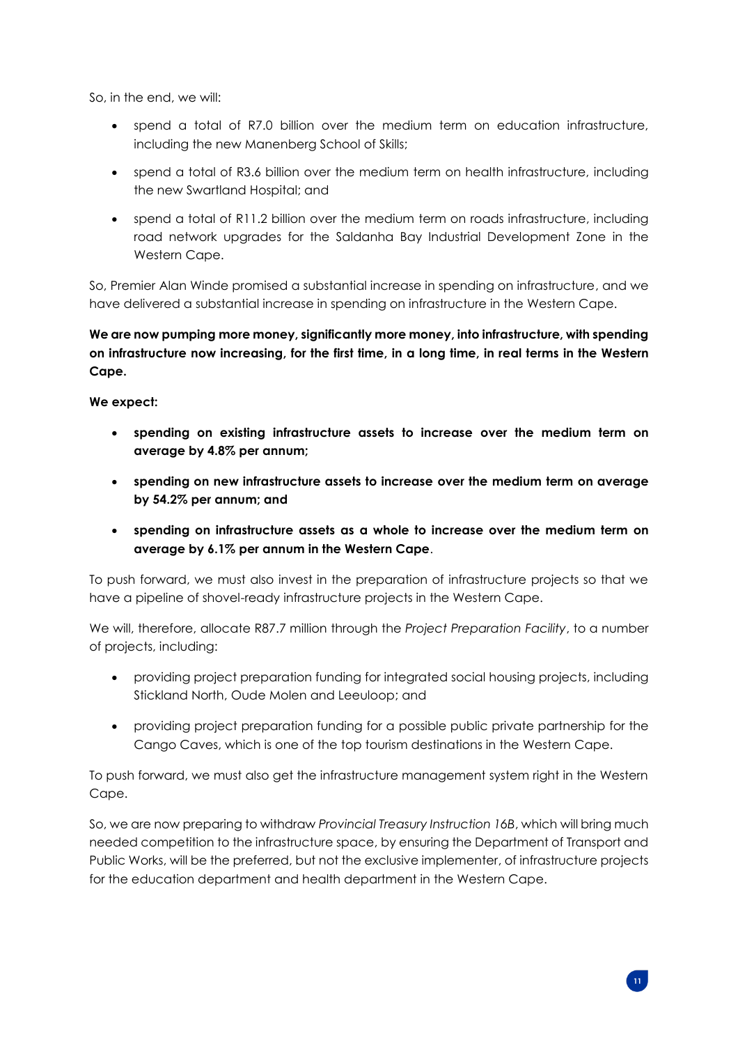So, in the end, we will:

- spend a total of R7.0 billion over the medium term on education infrastructure, including the new Manenberg School of Skills;
- spend a total of R3.6 billion over the medium term on health infrastructure, including the new Swartland Hospital; and
- spend a total of R11.2 billion over the medium term on roads infrastructure, including road network upgrades for the Saldanha Bay Industrial Development Zone in the Western Cape.

So, Premier Alan Winde promised a substantial increase in spending on infrastructure, and we have delivered a substantial increase in spending on infrastructure in the Western Cape.

**We are now pumping more money, significantly more money, into infrastructure, with spending on infrastructure now increasing, for the first time, in a long time, in real terms in the Western Cape.**

**We expect:**

- **spending on existing infrastructure assets to increase over the medium term on average by 4.8% per annum;**
- **spending on new infrastructure assets to increase over the medium term on average by 54.2% per annum; and**
- **spending on infrastructure assets as a whole to increase over the medium term on average by 6.1% per annum in the Western Cape**.

To push forward, we must also invest in the preparation of infrastructure projects so that we have a pipeline of shovel-ready infrastructure projects in the Western Cape.

We will, therefore, allocate R87.7 million through the *Project Preparation Facility*, to a number of projects, including:

- providing project preparation funding for integrated social housing projects, including Stickland North, Oude Molen and Leeuloop; and
- providing project preparation funding for a possible public private partnership for the Cango Caves, which is one of the top tourism destinations in the Western Cape.

To push forward, we must also get the infrastructure management system right in the Western Cape.

So, we are now preparing to withdraw *Provincial Treasury Instruction 16B*, which will bring much needed competition to the infrastructure space, by ensuring the Department of Transport and Public Works, will be the preferred, but not the exclusive implementer, of infrastructure projects for the education department and health department in the Western Cape.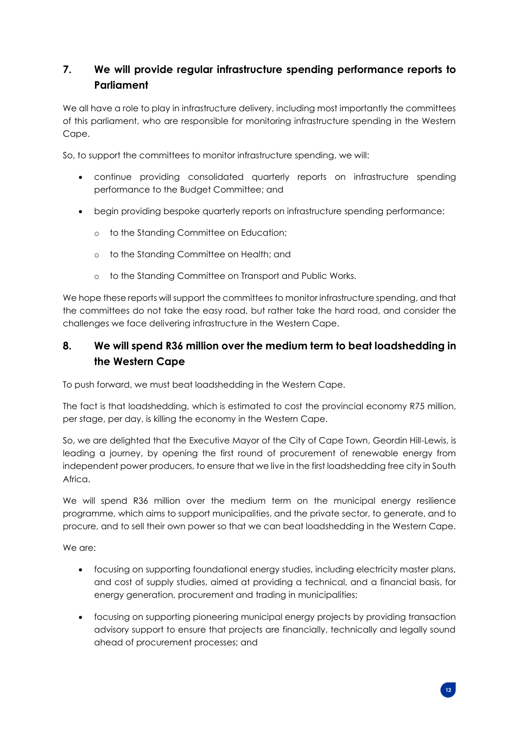## 7. We will provide regular infrastructure spending performance reports to Parliament

We all have a role to play in infrastructure delivery, including most importantly the committees of this parliament, who are responsible for monitoring infrastructure spending in the Western Cape.

So, to support the committees to monitor infrastructure spending, we will:

- continue providing consolidated quarterly reports on infrastructure spending performance to the Budget Committee; and
- begin providing bespoke quarterly reports on infrastructure spending performance:
  - to the Standing Committee on Education;
  - to the Standing Committee on Health; and
  - to the Standing Committee on Transport and Public Works.

We hope these reports will support the committees to monitor infrastructure spending, and that the committees do not take the easy road, but rather take the hard road, and consider the challenges we face delivering infrastructure in the Western Cape.

## 8. We will spend R36 million over the medium term to beat loadshedding in the Western Cape

To push forward, we must beat loadshedding in the Western Cape.

The fact is that loadshedding, which is estimated to cost the provincial economy R75 million, per stage, per day, is killing the economy in the Western Cape.

So, we are delighted that the Executive Mayor of the City of Cape Town, Geordin Hill-Lewis, is leading a journey, by opening the first round of procurement of renewable energy from independent power producers, to ensure that we live in the first loadshedding free city in South Africa.

We will spend R36 million over the medium term on the municipal energy resilience programme, which aims to support municipalities, and the private sector, to generate, and to procure, and to sell their own power so that we can beat loadshedding in the Western Cape.

We are:

- focusing on supporting foundational energy studies, including electricity master plans, and cost of supply studies, aimed at providing a technical, and a financial basis, for energy generation, procurement and trading in municipalities;
- focusing on supporting pioneering municipal energy projects by providing transaction advisory support to ensure that projects are financially, technically and legally sound ahead of procurement processes; and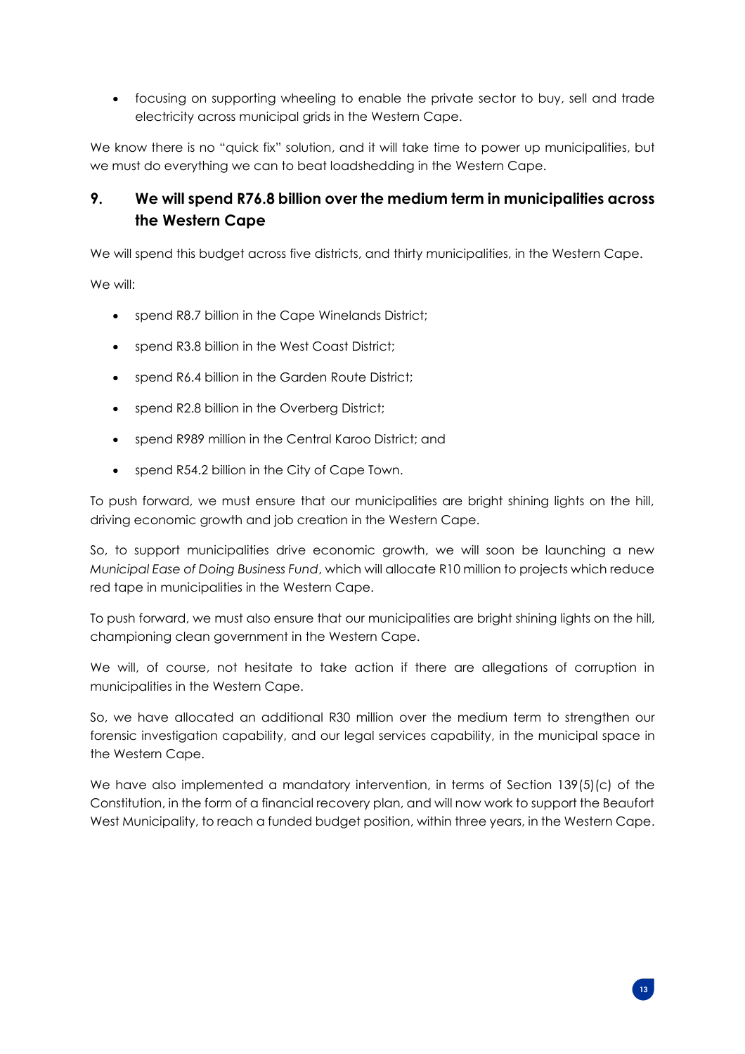- focusing on supporting wheeling to enable the private sector to buy, sell and trade electricity across municipal grids in the Western Cape.

We know there is no "quick fix" solution, and it will take time to power up municipalities, but we must do everything we can to beat loadshedding in the Western Cape.

## 9. We will spend R76.8 billion over the medium term in municipalities across the Western Cape

We will spend this budget across five districts, and thirty municipalities, in the Western Cape.

We will:

- spend R8.7 billion in the Cape Winelands District;
- spend R3.8 billion in the West Coast District;
- spend R6.4 billion in the Garden Route District;
- spend R2.8 billion in the Overberg District;
- spend R989 million in the Central Karoo District; and
- spend R54.2 billion in the City of Cape Town.

To push forward, we must ensure that our municipalities are bright shining lights on the hill, driving economic growth and job creation in the Western Cape.

So, to support municipalities drive economic growth, we will soon be launching a new *Municipal Ease of Doing Business Fund*, which will allocate R10 million to projects which reduce red tape in municipalities in the Western Cape.

To push forward, we must also ensure that our municipalities are bright shining lights on the hill, championing clean government in the Western Cape.

We will, of course, not hesitate to take action if there are allegations of corruption in municipalities in the Western Cape.

So, we have allocated an additional R30 million over the medium term to strengthen our forensic investigation capability, and our legal services capability, in the municipal space in the Western Cape.

We have also implemented a mandatory intervention, in terms of Section 139(5)(c) of the Constitution, in the form of a financial recovery plan, and will now work to support the Beaufort West Municipality, to reach a funded budget position, within three years, in the Western Cape.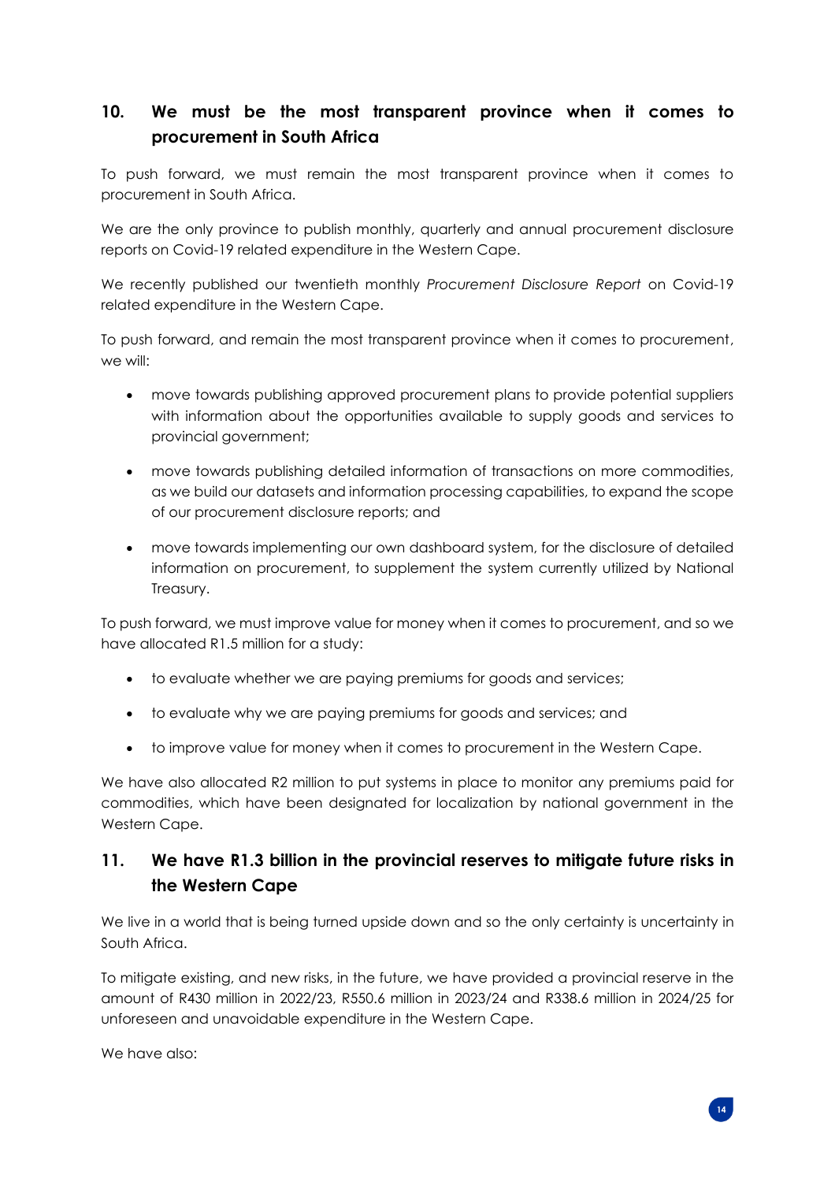## 10. We must be the most transparent province when it comes to procurement in South Africa

To push forward, we must remain the most transparent province when it comes to procurement in South Africa.

We are the only province to publish monthly, quarterly and annual procurement disclosure reports on Covid-19 related expenditure in the Western Cape.

We recently published our twentieth monthly *Procurement Disclosure Report* on Covid-19 related expenditure in the Western Cape.

To push forward, and remain the most transparent province when it comes to procurement, we will:

- move towards publishing approved procurement plans to provide potential suppliers with information about the opportunities available to supply goods and services to provincial government;
- move towards publishing detailed information of transactions on more commodities, as we build our datasets and information processing capabilities, to expand the scope of our procurement disclosure reports; and
- move towards implementing our own dashboard system, for the disclosure of detailed information on procurement, to supplement the system currently utilized by National Treasury.

To push forward, we must improve value for money when it comes to procurement, and so we have allocated R1.5 million for a study:

- to evaluate whether we are paying premiums for goods and services;
- to evaluate why we are paying premiums for goods and services; and
- to improve value for money when it comes to procurement in the Western Cape.

We have also allocated R2 million to put systems in place to monitor any premiums paid for commodities, which have been designated for localization by national government in the Western Cape.

## 11. We have R1.3 billion in the provincial reserves to mitigate future risks in the Western Cape

We live in a world that is being turned upside down and so the only certainty is uncertainty in South Africa.

To mitigate existing, and new risks, in the future, we have provided a provincial reserve in the amount of R430 million in 2022/23, R550.6 million in 2023/24 and R338.6 million in 2024/25 for unforeseen and unavoidable expenditure in the Western Cape.

We have also: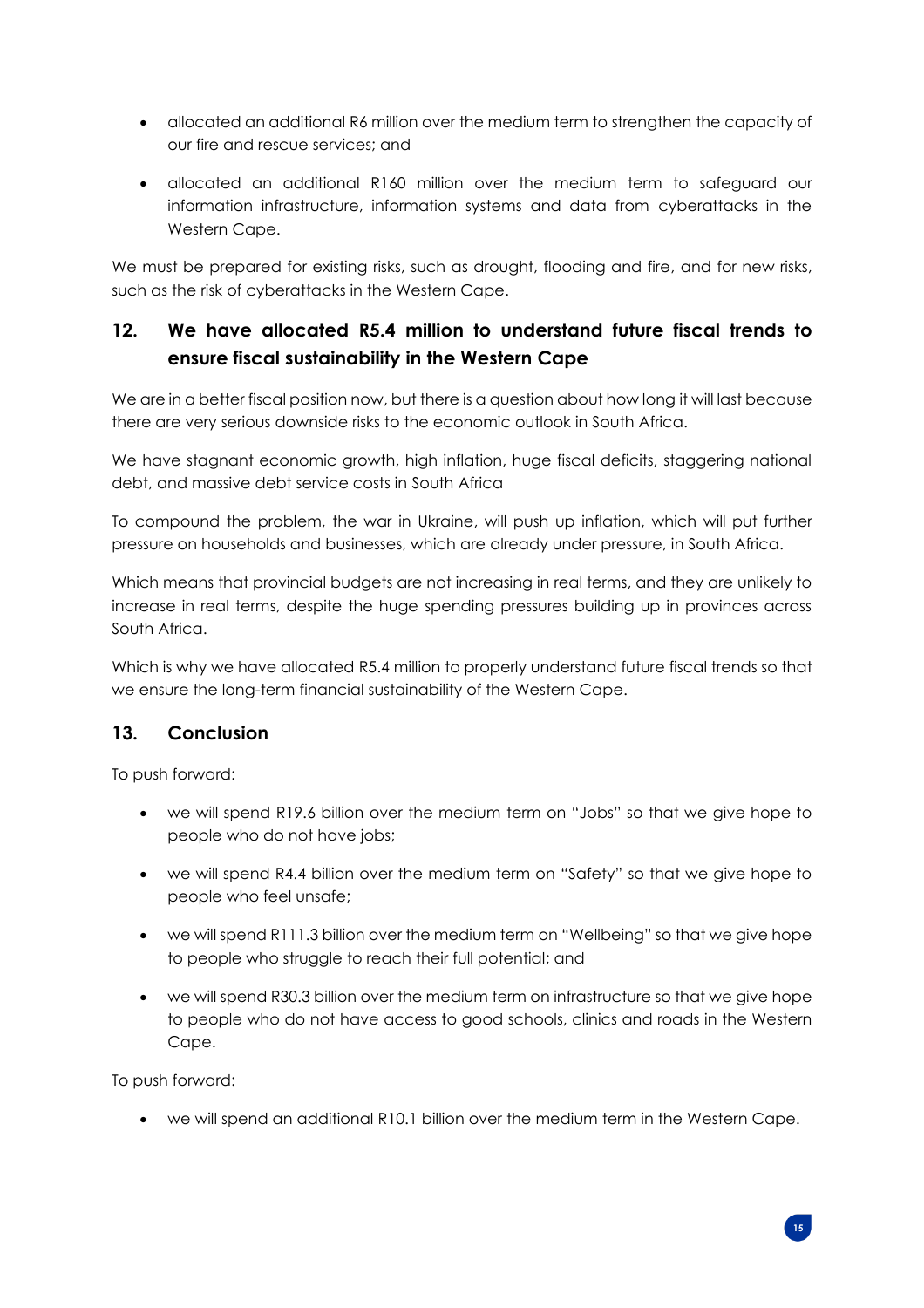- allocated an additional R6 million over the medium term to strengthen the capacity of our fire and rescue services; and
- allocated an additional R160 million over the medium term to safeguard our information infrastructure, information systems and data from cyberattacks in the Western Cape.

We must be prepared for existing risks, such as drought, flooding and fire, and for new risks, such as the risk of cyberattacks in the Western Cape.

## 12. We have allocated R5.4 million to understand future fiscal trends to ensure fiscal sustainability in the Western Cape

We are in a better fiscal position now, but there is a question about how long it will last because there are very serious downside risks to the economic outlook in South Africa.

We have stagnant economic growth, high inflation, huge fiscal deficits, staggering national debt, and massive debt service costs in South Africa

To compound the problem, the war in Ukraine, will push up inflation, which will put further pressure on households and businesses, which are already under pressure, in South Africa.

Which means that provincial budgets are not increasing in real terms, and they are unlikely to increase in real terms, despite the huge spending pressures building up in provinces across South Africa.

Which is why we have allocated R5.4 million to properly understand future fiscal trends so that we ensure the long-term financial sustainability of the Western Cape.

## 13. Conclusion

To push forward:

- we will spend R19.6 billion over the medium term on "Jobs" so that we give hope to people who do not have jobs;
- we will spend R4.4 billion over the medium term on "Safety" so that we give hope to people who feel unsafe;
- we will spend R111.3 billion over the medium term on "Wellbeing" so that we give hope to people who struggle to reach their full potential; and
- we will spend R30.3 billion over the medium term on infrastructure so that we give hope to people who do not have access to good schools, clinics and roads in the Western Cape.

To push forward:

- we will spend an additional R10.1 billion over the medium term in the Western Cape.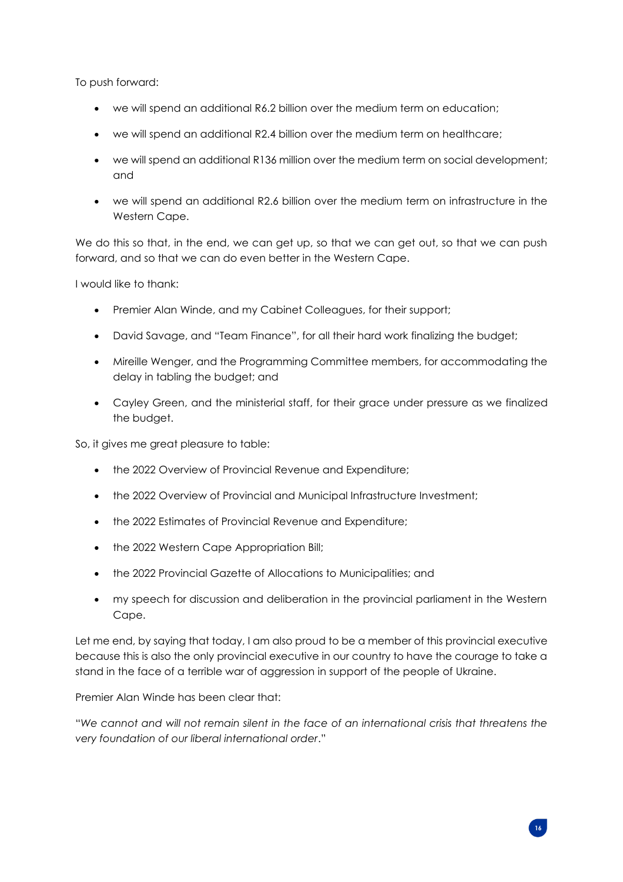To push forward:

- we will spend an additional R6.2 billion over the medium term on education;
- we will spend an additional R2.4 billion over the medium term on healthcare;
- we will spend an additional R136 million over the medium term on social development; and
- we will spend an additional R2.6 billion over the medium term on infrastructure in the Western Cape.

We do this so that, in the end, we can get up, so that we can get out, so that we can push forward, and so that we can do even better in the Western Cape.

I would like to thank:

- Premier Alan Winde, and my Cabinet Colleagues, for their support;
- David Savage, and "Team Finance", for all their hard work finalizing the budget;
- Mireille Wenger, and the Programming Committee members, for accommodating the delay in tabling the budget; and
- Cayley Green, and the ministerial staff, for their grace under pressure as we finalized the budget.

So, it gives me great pleasure to table:

- the 2022 Overview of Provincial Revenue and Expenditure;
- the 2022 Overview of Provincial and Municipal Infrastructure Investment;
- the 2022 Estimates of Provincial Revenue and Expenditure;
- the 2022 Western Cape Appropriation Bill;
- the 2022 Provincial Gazette of Allocations to Municipalities; and
- my speech for discussion and deliberation in the provincial parliament in the Western Cape.

Let me end, by saying that today, I am also proud to be a member of this provincial executive because this is also the only provincial executive in our country to have the courage to take a stand in the face of a terrible war of aggression in support of the people of Ukraine.

Premier Alan Winde has been clear that:

"*We cannot and will not remain silent in the face of an international crisis that threatens the very foundation of our liberal international order*."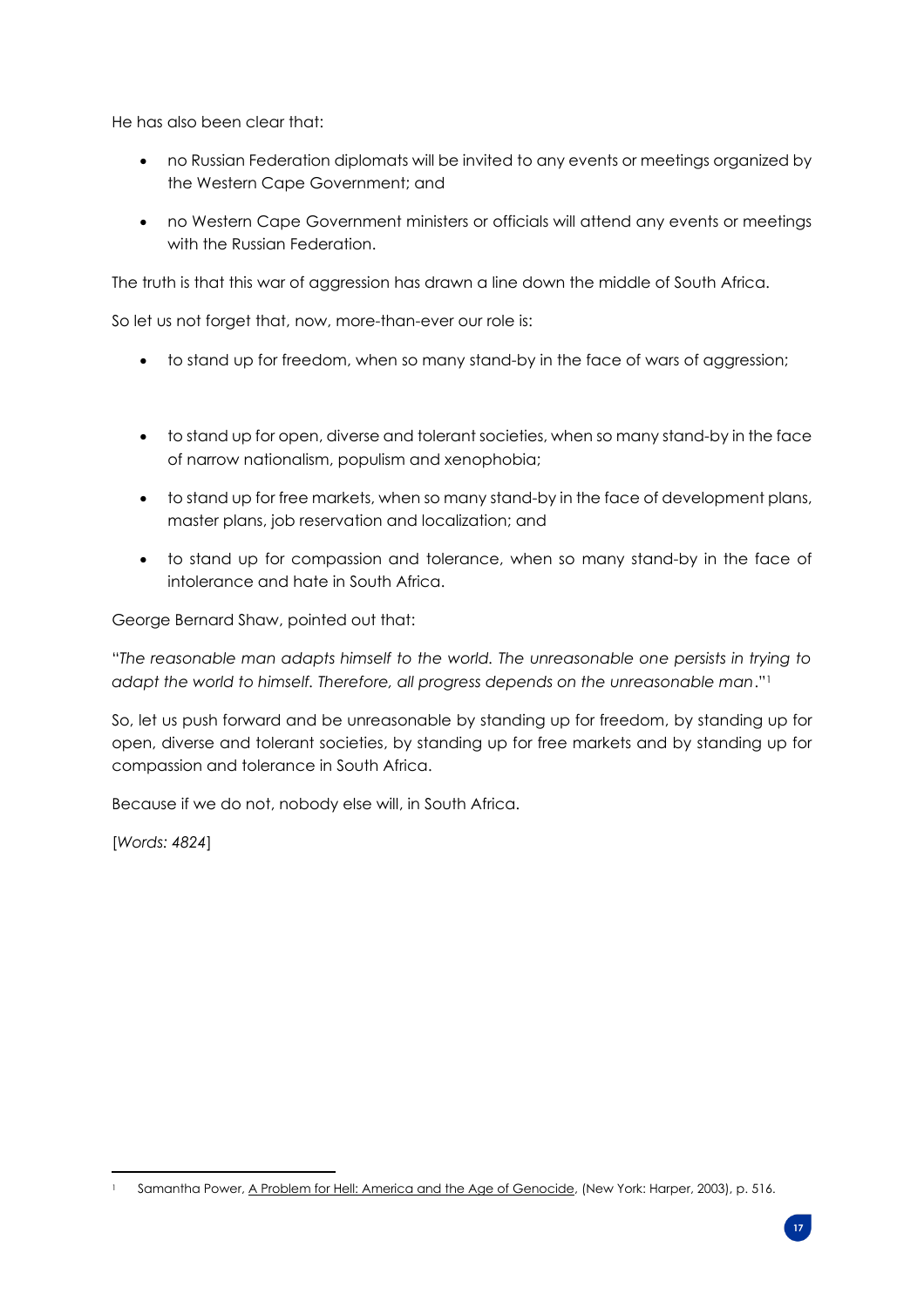He has also been clear that:

- no Russian Federation diplomats will be invited to any events or meetings organized by the Western Cape Government; and
- no Western Cape Government ministers or officials will attend any events or meetings with the Russian Federation.

The truth is that this war of aggression has drawn a line down the middle of South Africa.

So let us not forget that, now, more-than-ever our role is:

- to stand up for freedom, when so many stand-by in the face of wars of aggression;
- to stand up for open, diverse and tolerant societies, when so many stand-by in the face of narrow nationalism, populism and xenophobia;
- to stand up for free markets, when so many stand-by in the face of development plans, master plans, job reservation and localization; and
- to stand up for compassion and tolerance, when so many stand-by in the face of intolerance and hate in South Africa.

George Bernard Shaw, pointed out that:

"*The reasonable man adapts himself to the world. The unreasonable one persists in trying to adapt the world to himself. Therefore, all progress depends on the unreasonable man*."[1]

So, let us push forward and be unreasonable by standing up for freedom, by standing up for open, diverse and tolerant societies, by standing up for free markets and by standing up for compassion and tolerance in South Africa.

Because if we do not, nobody else will, in South Africa.

[*Words: 4824*]

---

[1] Samantha Power, A Problem for Hell: America and the Age of Genocide, (New York: Harper, 2003), p. 516.